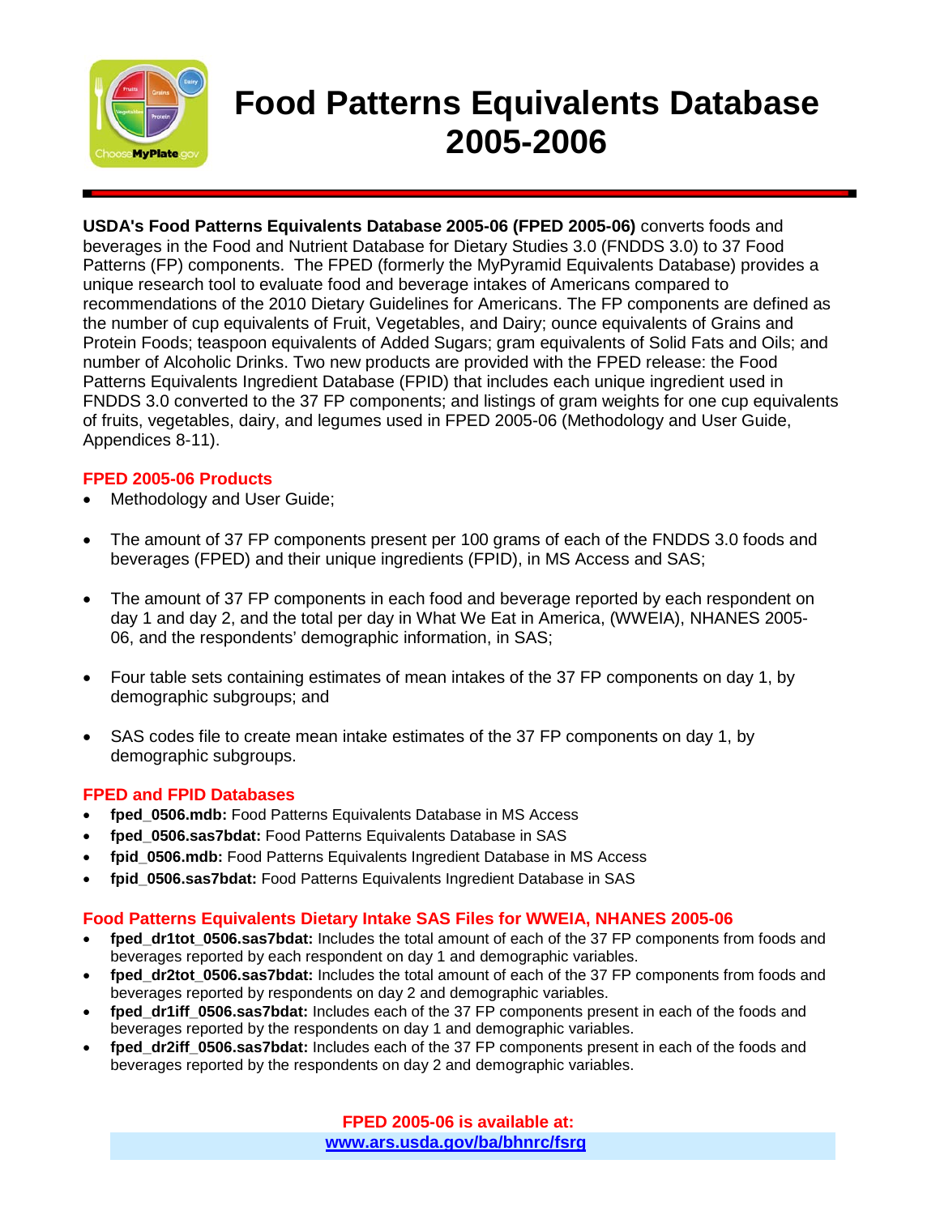# Food Patterns Equivalents Database 2005-2006

**USDA's Food Patterns Equivalents Database 2005-06 (FPED 2005-06)** converts foods and beverages in the Food and Nutrient Database for Dietary Studies 3.0 (FNDDS 3.0) to 37 Food Patterns (FP) components. The FPED (formerly the MyPyramid Equivalents Database) provides a unique research tool to evaluate food and beverage intakes of Americans compared to recommendations of the 2010 Dietary Guidelines for Americans. The FP components are defined as the number of cup equivalents of Fruit, Vegetables, and Dairy; ounce equivalents of Grains and Protein Foods; teaspoon equivalents of Added Sugars; gram equivalents of Solid Fats and Oils; and number of Alcoholic Drinks. Two new products are provided with the FPED release: the Food Patterns Equivalents Ingredient Database (FPID) that includes each unique ingredient used in FNDDS 3.0 converted to the 37 FP components; and listings of gram weights for one cup equivalents of fruits, vegetables, dairy, and legumes used in FPED 2005-06 (Methodology and User Guide, Appendices 8-11).

## FPED 2005-06 Products

- Methodology and User Guide;
- The amount of 37 FP components present per 100 grams of each of the FNDDS 3.0 foods and beverages (FPED) and their unique ingredients (FPID), in MS Access and SAS;
- The amount of 37 FP components in each food and beverage reported by each respondent on day 1 and day 2, and the total per day in What We Eat in America, (WWEIA), NHANES 2005-06, and the respondents' demographic information, in SAS;
- Four table sets containing estimates of mean intakes of the 37 FP components on day 1, by demographic subgroups; and
- SAS codes file to create mean intake estimates of the 37 FP components on day 1, by demographic subgroups.

## FPED and FPID Databases

- **fped_0506.mdb:** Food Patterns Equivalents Database in MS Access
- **fped_0506.sas7bdat:** Food Patterns Equivalents Database in SAS
- **fpid_0506.mdb:** Food Patterns Equivalents Ingredient Database in MS Access
- **fpid_0506.sas7bdat:** Food Patterns Equivalents Ingredient Database in SAS

## Food Patterns Equivalents Dietary Intake SAS Files for WWEIA, NHANES 2005-06

- **fped_dr1tot_0506.sas7bdat:** Includes the total amount of each of the 37 FP components from foods and beverages reported by each respondent on day 1 and demographic variables.
- **fped_dr2tot_0506.sas7bdat:** Includes the total amount of each of the 37 FP components from foods and beverages reported by respondents on day 2 and demographic variables.
- **fped_dr1iff_0506.sas7bdat:** Includes each of the 37 FP components present in each of the foods and beverages reported by the respondents on day 1 and demographic variables.
- **fped_dr2iff_0506.sas7bdat:** Includes each of the 37 FP components present in each of the foods and beverages reported by the respondents on day 2 and demographic variables.

**FPED 2005-06 is available at:**
**www.ars.usda.gov/ba/bhnrc/fsrg**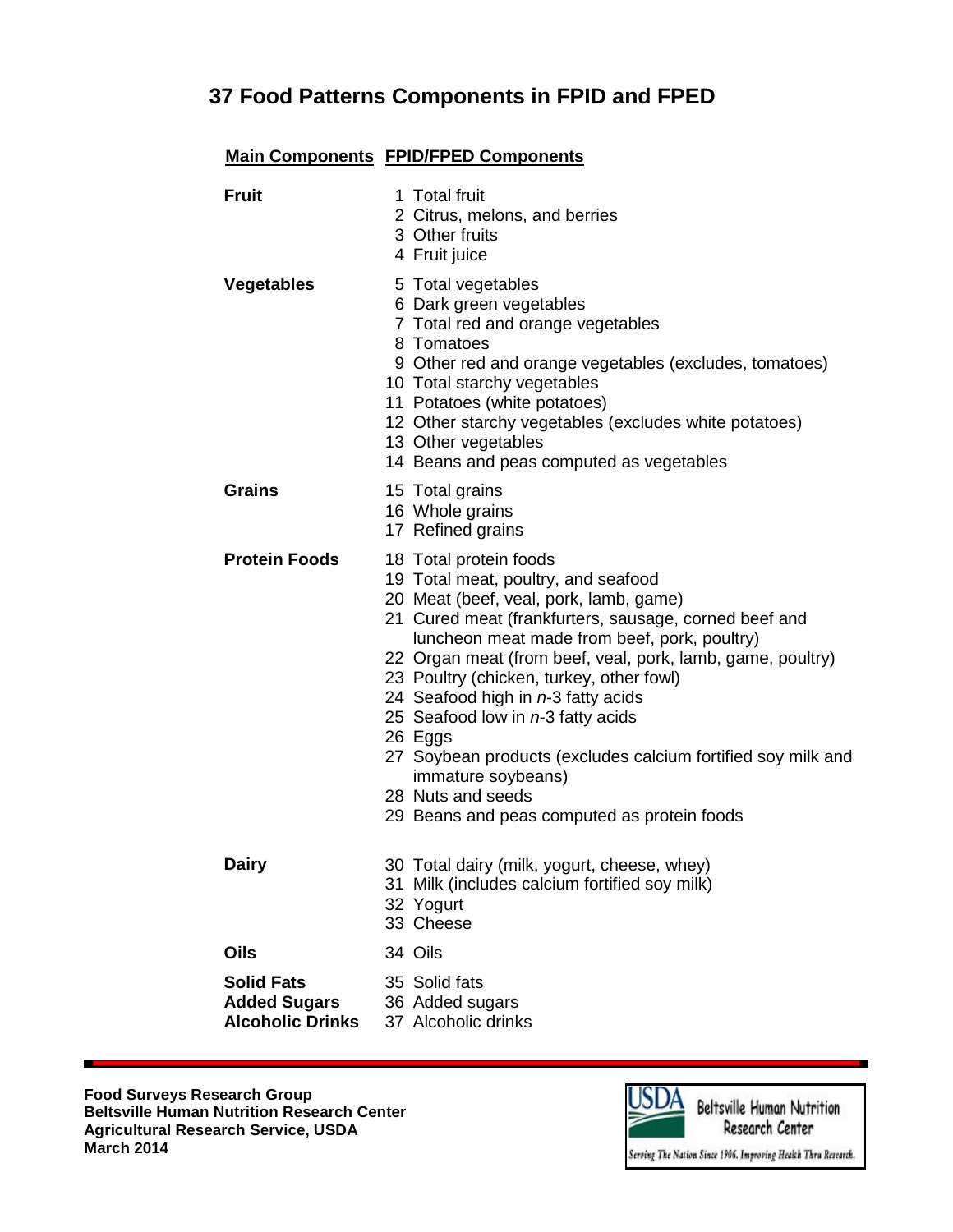# 37 Food Patterns Components in FPID and FPED

| Main Components | FPID/FPED Components |
|---|---|
| **Fruit** | 1 Total fruit<br>2 Citrus, melons, and berries<br>3 Other fruits<br>4 Fruit juice |
| **Vegetables** | 5 Total vegetables<br>6 Dark green vegetables<br>7 Total red and orange vegetables<br>8 Tomatoes<br>9 Other red and orange vegetables (excludes, tomatoes)<br>10 Total starchy vegetables<br>11 Potatoes (white potatoes)<br>12 Other starchy vegetables (excludes white potatoes)<br>13 Other vegetables<br>14 Beans and peas computed as vegetables |
| **Grains** | 15 Total grains<br>16 Whole grains<br>17 Refined grains |
| **Protein Foods** | 18 Total protein foods<br>19 Total meat, poultry, and seafood<br>20 Meat (beef, veal, pork, lamb, game)<br>21 Cured meat (frankfurters, sausage, corned beef and luncheon meat made from beef, pork, poultry)<br>22 Organ meat (from beef, veal, pork, lamb, game, poultry)<br>23 Poultry (chicken, turkey, other fowl)<br>24 Seafood high in *n*-3 fatty acids<br>25 Seafood low in *n*-3 fatty acids<br>26 Eggs<br>27 Soybean products (excludes calcium fortified soy milk and immature soybeans)<br>28 Nuts and seeds<br>29 Beans and peas computed as protein foods |
| **Dairy** | 30 Total dairy (milk, yogurt, cheese, whey)<br>31 Milk (includes calcium fortified soy milk)<br>32 Yogurt<br>33 Cheese |
| **Oils** | 34 Oils |
| **Solid Fats** | 35 Solid fats |
| **Added Sugars** | 36 Added sugars |
| **Alcoholic Drinks** | 37 Alcoholic drinks |

**Food Surveys Research Group**
**Beltsville Human Nutrition Research Center**
**Agricultural Research Service, USDA**
**March 2014**

USDA Beltsville Human Nutrition Research Center

Serving The Nation Since 1906. Improving Health Thru Research.